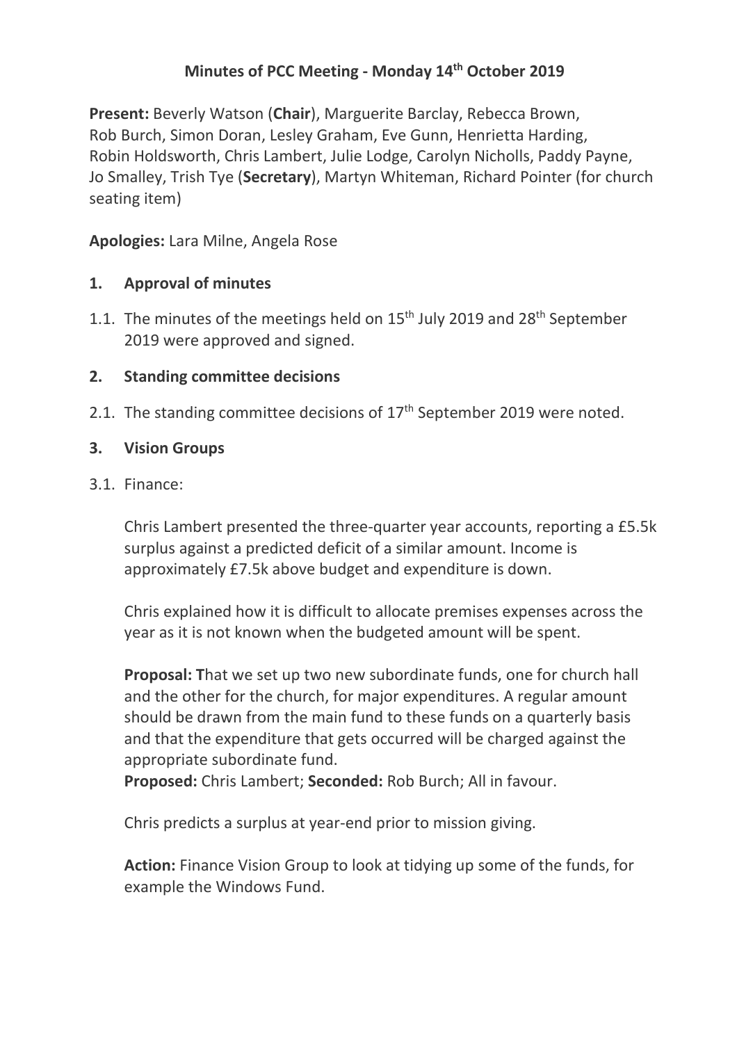# Minutes of PCC Meeting - Monday 14th October 2019

**Present:** Beverly Watson (**Chair**), Marguerite Barclay, Rebecca Brown, Rob Burch, Simon Doran, Lesley Graham, Eve Gunn, Henrietta Harding, Robin Holdsworth, Chris Lambert, Julie Lodge, Carolyn Nicholls, Paddy Payne, Jo Smalley, Trish Tye (**Secretary**), Martyn Whiteman, Richard Pointer (for church seating item)

**Apologies:** Lara Milne, Angela Rose

## 1. Approval of minutes

1.1. The minutes of the meetings held on 15th July 2019 and 28th September 2019 were approved and signed.

## 2. Standing committee decisions

2.1. The standing committee decisions of 17th September 2019 were noted.

## 3. Vision Groups

3.1. Finance:

Chris Lambert presented the three-quarter year accounts, reporting a £5.5k surplus against a predicted deficit of a similar amount. Income is approximately £7.5k above budget and expenditure is down.

Chris explained how it is difficult to allocate premises expenses across the year as it is not known when the budgeted amount will be spent.

**Proposal: T**hat we set up two new subordinate funds, one for church hall and the other for the church, for major expenditures. A regular amount should be drawn from the main fund to these funds on a quarterly basis and that the expenditure that gets occurred will be charged against the appropriate subordinate fund.
**Proposed:** Chris Lambert; **Seconded:** Rob Burch; All in favour.

Chris predicts a surplus at year-end prior to mission giving.

**Action:** Finance Vision Group to look at tidying up some of the funds, for example the Windows Fund.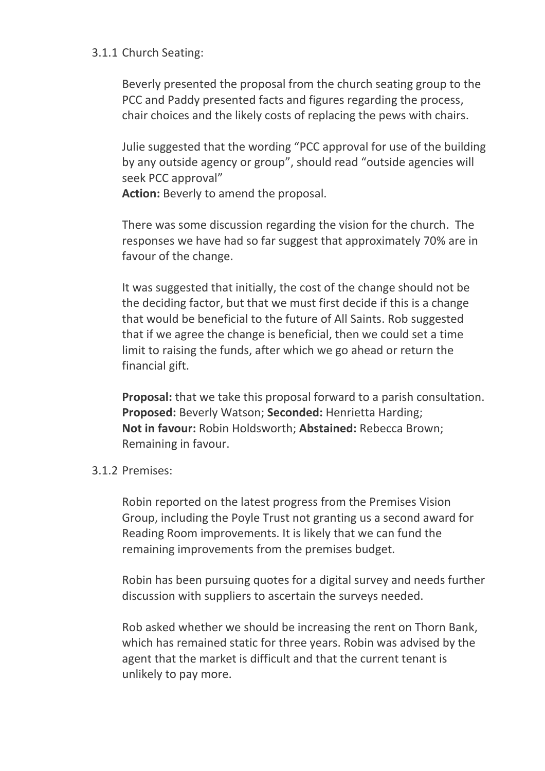3.1.1 Church Seating:

Beverly presented the proposal from the church seating group to the PCC and Paddy presented facts and figures regarding the process, chair choices and the likely costs of replacing the pews with chairs.

Julie suggested that the wording "PCC approval for use of the building by any outside agency or group", should read "outside agencies will seek PCC approval"
**Action:** Beverly to amend the proposal.

There was some discussion regarding the vision for the church. The responses we have had so far suggest that approximately 70% are in favour of the change.

It was suggested that initially, the cost of the change should not be the deciding factor, but that we must first decide if this is a change that would be beneficial to the future of All Saints. Rob suggested that if we agree the change is beneficial, then we could set a time limit to raising the funds, after which we go ahead or return the financial gift.

**Proposal:** that we take this proposal forward to a parish consultation.
**Proposed:** Beverly Watson; **Seconded:** Henrietta Harding;
**Not in favour:** Robin Holdsworth; **Abstained:** Rebecca Brown;
Remaining in favour.

3.1.2 Premises:

Robin reported on the latest progress from the Premises Vision Group, including the Poyle Trust not granting us a second award for Reading Room improvements. It is likely that we can fund the remaining improvements from the premises budget.

Robin has been pursuing quotes for a digital survey and needs further discussion with suppliers to ascertain the surveys needed.

Rob asked whether we should be increasing the rent on Thorn Bank, which has remained static for three years. Robin was advised by the agent that the market is difficult and that the current tenant is unlikely to pay more.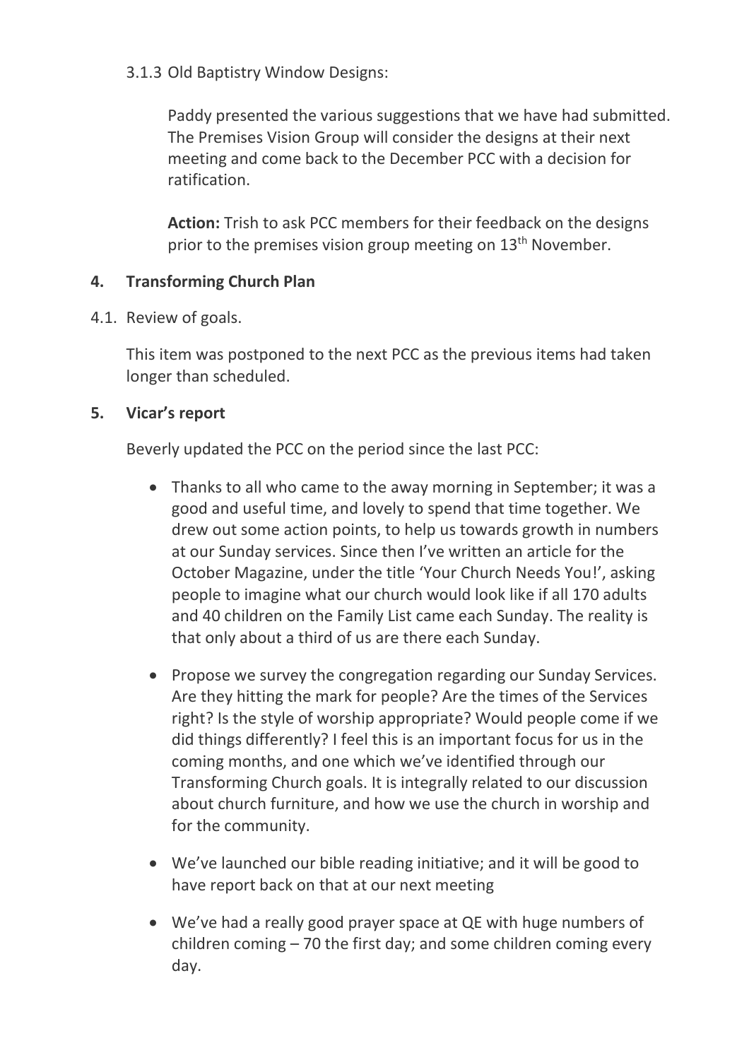3.1.3 Old Baptistry Window Designs:

Paddy presented the various suggestions that we have had submitted. The Premises Vision Group will consider the designs at their next meeting and come back to the December PCC with a decision for ratification.

**Action:** Trish to ask PCC members for their feedback on the designs prior to the premises vision group meeting on 13th November.

## 4. Transforming Church Plan

4.1. Review of goals.

This item was postponed to the next PCC as the previous items had taken longer than scheduled.

## 5. Vicar's report

Beverly updated the PCC on the period since the last PCC:

- Thanks to all who came to the away morning in September; it was a good and useful time, and lovely to spend that time together. We drew out some action points, to help us towards growth in numbers at our Sunday services. Since then I've written an article for the October Magazine, under the title 'Your Church Needs You!', asking people to imagine what our church would look like if all 170 adults and 40 children on the Family List came each Sunday. The reality is that only about a third of us are there each Sunday.
- Propose we survey the congregation regarding our Sunday Services. Are they hitting the mark for people? Are the times of the Services right? Is the style of worship appropriate? Would people come if we did things differently? I feel this is an important focus for us in the coming months, and one which we've identified through our Transforming Church goals. It is integrally related to our discussion about church furniture, and how we use the church in worship and for the community.
- We've launched our bible reading initiative; and it will be good to have report back on that at our next meeting
- We've had a really good prayer space at QE with huge numbers of children coming – 70 the first day; and some children coming every day.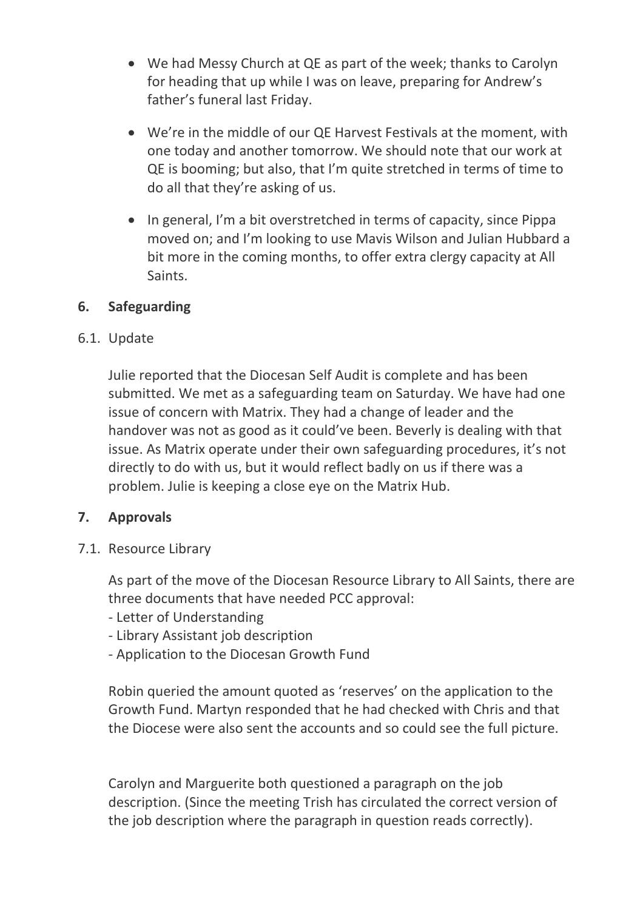- We had Messy Church at QE as part of the week; thanks to Carolyn for heading that up while I was on leave, preparing for Andrew's father's funeral last Friday.

- We're in the middle of our QE Harvest Festivals at the moment, with one today and another tomorrow. We should note that our work at QE is booming; but also, that I'm quite stretched in terms of time to do all that they're asking of us.

- In general, I'm a bit overstretched in terms of capacity, since Pippa moved on; and I'm looking to use Mavis Wilson and Julian Hubbard a bit more in the coming months, to offer extra clergy capacity at All Saints.

## 6. Safeguarding

### 6.1. Update

Julie reported that the Diocesan Self Audit is complete and has been submitted. We met as a safeguarding team on Saturday. We have had one issue of concern with Matrix. They had a change of leader and the handover was not as good as it could've been. Beverly is dealing with that issue. As Matrix operate under their own safeguarding procedures, it's not directly to do with us, but it would reflect badly on us if there was a problem. Julie is keeping a close eye on the Matrix Hub.

## 7. Approvals

### 7.1. Resource Library

As part of the move of the Diocesan Resource Library to All Saints, there are three documents that have needed PCC approval:
- Letter of Understanding
- Library Assistant job description
- Application to the Diocesan Growth Fund

Robin queried the amount quoted as 'reserves' on the application to the Growth Fund. Martyn responded that he had checked with Chris and that the Diocese were also sent the accounts and so could see the full picture.

Carolyn and Marguerite both questioned a paragraph on the job description. (Since the meeting Trish has circulated the correct version of the job description where the paragraph in question reads correctly).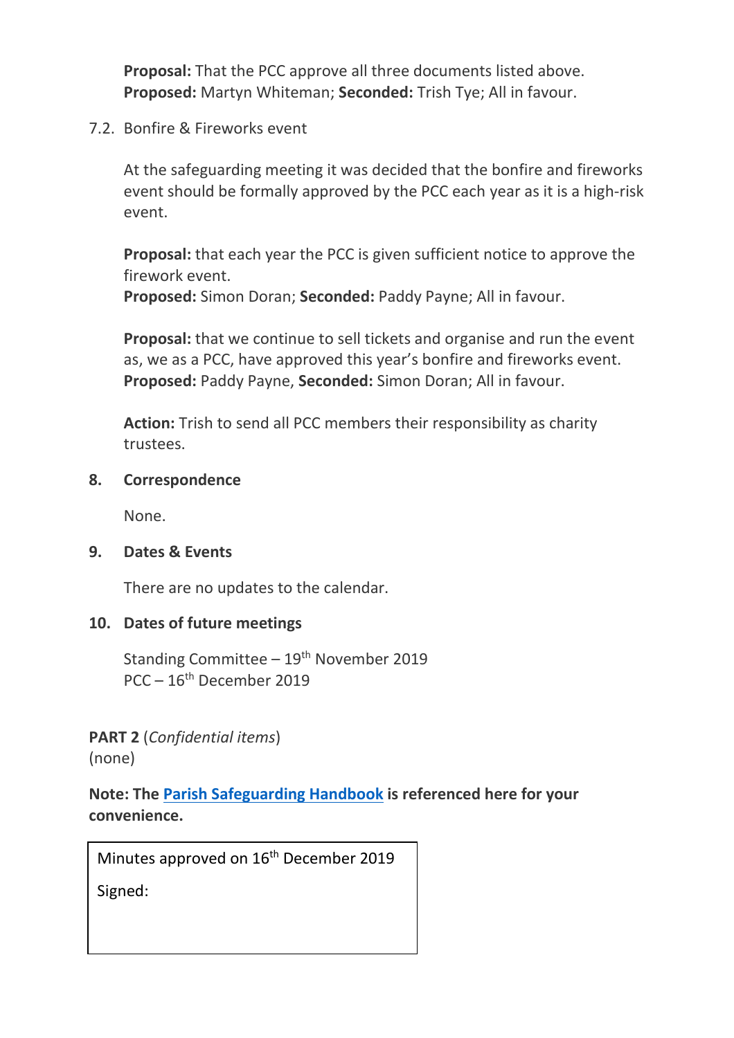**Proposal:** That the PCC approve all three documents listed above.
**Proposed:** Martyn Whiteman; **Seconded:** Trish Tye; All in favour.

7.2. Bonfire & Fireworks event

At the safeguarding meeting it was decided that the bonfire and fireworks event should be formally approved by the PCC each year as it is a high-risk event.

**Proposal:** that each year the PCC is given sufficient notice to approve the firework event.
**Proposed:** Simon Doran; **Seconded:** Paddy Payne; All in favour.

**Proposal:** that we continue to sell tickets and organise and run the event as, we as a PCC, have approved this year's bonfire and fireworks event.
**Proposed:** Paddy Payne, **Seconded:** Simon Doran; All in favour.

**Action:** Trish to send all PCC members their responsibility as charity trustees.

## 8. Correspondence

None.

## 9. Dates & Events

There are no updates to the calendar.

## 10. Dates of future meetings

Standing Committee – 19th November 2019
PCC – 16th December 2019

**PART 2** (*Confidential items*)
(none)

**Note: The Parish Safeguarding Handbook is referenced here for your convenience.**

| |
|---|
| Minutes approved on 16th December 2019 |
| Signed: |